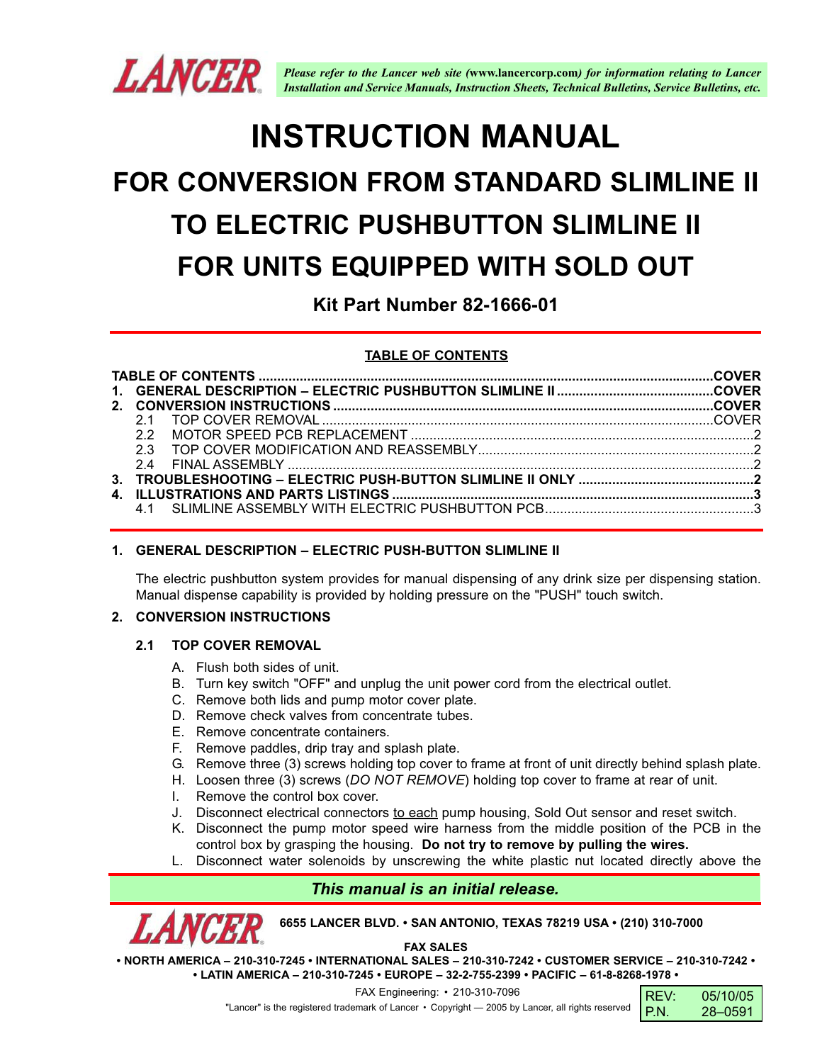*Please refer to the Lancer web site (www.lancercorp.com) for information relating to Lancer Installation and Service Manuals, Instruction Sheets, Technical Bulletins, Service Bulletins, etc.*

# INSTRUCTION MANUAL

## FOR CONVERSION FROM STANDARD SLIMLINE II TO ELECTRIC PUSHBUTTON SLIMLINE II FOR UNITS EQUIPPED WITH SOLD OUT

### Kit Part Number 82-1666-01

**TABLE OF CONTENTS**

| | |
|---|---|
| **TABLE OF CONTENTS** | **COVER** |
| **1. GENERAL DESCRIPTION – ELECTRIC PUSHBUTTON SLIMLINE II** | **COVER** |
| **2. CONVERSION INSTRUCTIONS** | **COVER** |
| 2.1 TOP COVER REMOVAL | COVER |
| 2.2 MOTOR SPEED PCB REPLACEMENT | 2 |
| 2.3 TOP COVER MODIFICATION AND REASSEMBLY | 2 |
| 2.4 FINAL ASSEMBLY | 2 |
| **3. TROUBLESHOOTING – ELECTRIC PUSH-BUTTON SLIMLINE II ONLY** | **2** |
| **4. ILLUSTRATIONS AND PARTS LISTINGS** | **3** |
| 4.1 SLIMLINE ASSEMBLY WITH ELECTRIC PUSHBUTTON PCB | 3 |

## 1. GENERAL DESCRIPTION – ELECTRIC PUSH-BUTTON SLIMLINE II

The electric pushbutton system provides for manual dispensing of any drink size per dispensing station. Manual dispense capability is provided by holding pressure on the "PUSH" touch switch.

## 2. CONVERSION INSTRUCTIONS

### 2.1 TOP COVER REMOVAL

A. Flush both sides of unit.
B. Turn key switch "OFF" and unplug the unit power cord from the electrical outlet.
C. Remove both lids and pump motor cover plate.
D. Remove check valves from concentrate tubes.
E. Remove concentrate containers.
F. Remove paddles, drip tray and splash plate.
G. Remove three (3) screws holding top cover to frame at front of unit directly behind splash plate.
H. Loosen three (3) screws (*DO NOT REMOVE*) holding top cover to frame at rear of unit.
I. Remove the control box cover.
J. Disconnect electrical connectors to each pump housing, Sold Out sensor and reset switch.
K. Disconnect the pump motor speed wire harness from the middle position of the PCB in the control box by grasping the housing. **Do not try to remove by pulling the wires.**
L. Disconnect water solenoids by unscrewing the white plastic nut located directly above the

*This manual is an initial release.*

6655 LANCER BLVD. • SAN ANTONIO, TEXAS 78219 USA • (210) 310-7000

FAX SALES
• NORTH AMERICA – 210-310-7245 • INTERNATIONAL SALES – 210-310-7242 • CUSTOMER SERVICE – 210-310-7242 •
• LATIN AMERICA – 210-310-7245 • EUROPE – 32-2-755-2399 • PACIFIC – 61-8-8268-1978 •

FAX Engineering: • 210-310-7096

"Lancer" is the registered trademark of Lancer • Copyright — 2005 by Lancer, all rights reserved

| | |
|---|---|
| REV: | 05/10/05 |
| P.N. | 28–0591 |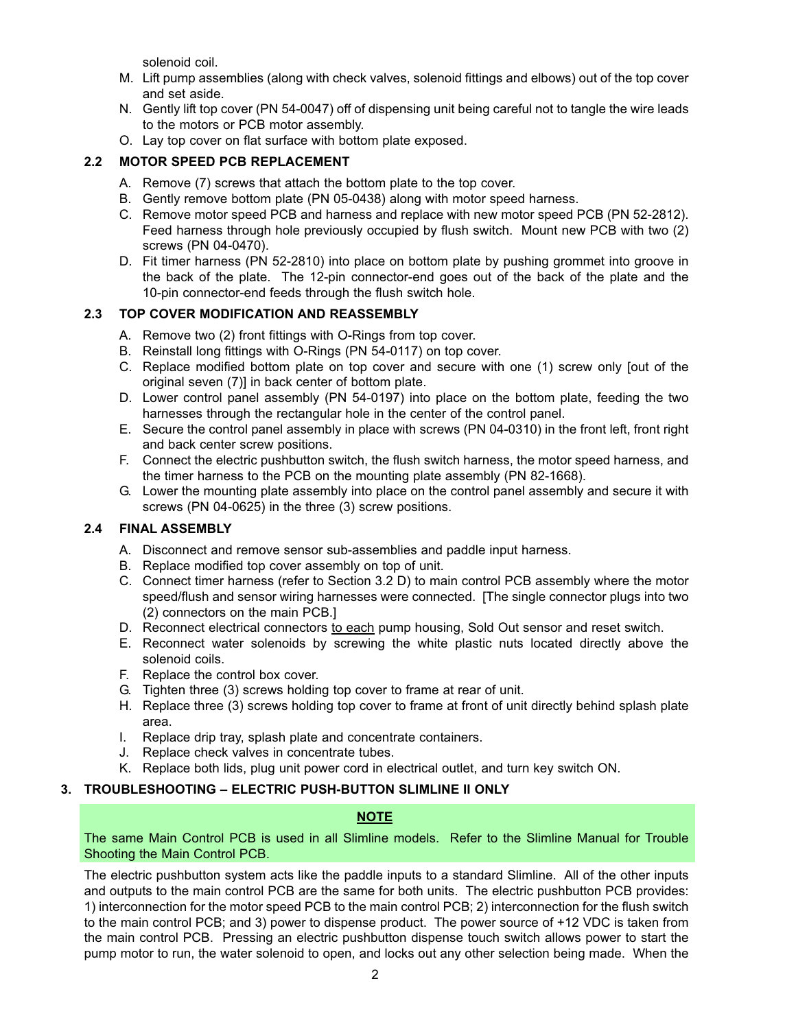solenoid coil.

M. Lift pump assemblies (along with check valves, solenoid fittings and elbows) out of the top cover and set aside.
N. Gently lift top cover (PN 54-0047) off of dispensing unit being careful not to tangle the wire leads to the motors or PCB motor assembly.
O. Lay top cover on flat surface with bottom plate exposed.

### 2.2 MOTOR SPEED PCB REPLACEMENT

A. Remove (7) screws that attach the bottom plate to the top cover.
B. Gently remove bottom plate (PN 05-0438) along with motor speed harness.
C. Remove motor speed PCB and harness and replace with new motor speed PCB (PN 52-2812). Feed harness through hole previously occupied by flush switch. Mount new PCB with two (2) screws (PN 04-0470).
D. Fit timer harness (PN 52-2810) into place on bottom plate by pushing grommet into groove in the back of the plate. The 12-pin connector-end goes out of the back of the plate and the 10-pin connector-end feeds through the flush switch hole.

### 2.3 TOP COVER MODIFICATION AND REASSEMBLY

A. Remove two (2) front fittings with O-Rings from top cover.
B. Reinstall long fittings with O-Rings (PN 54-0117) on top cover.
C. Replace modified bottom plate on top cover and secure with one (1) screw only [out of the original seven (7)] in back center of bottom plate.
D. Lower control panel assembly (PN 54-0197) into place on the bottom plate, feeding the two harnesses through the rectangular hole in the center of the control panel.
E. Secure the control panel assembly in place with screws (PN 04-0310) in the front left, front right and back center screw positions.
F. Connect the electric pushbutton switch, the flush switch harness, the motor speed harness, and the timer harness to the PCB on the mounting plate assembly (PN 82-1668).
G. Lower the mounting plate assembly into place on the control panel assembly and secure it with screws (PN 04-0625) in the three (3) screw positions.

### 2.4 FINAL ASSEMBLY

A. Disconnect and remove sensor sub-assemblies and paddle input harness.
B. Replace modified top cover assembly on top of unit.
C. Connect timer harness (refer to Section 3.2 D) to main control PCB assembly where the motor speed/flush and sensor wiring harnesses were connected. [The single connector plugs into two (2) connectors on the main PCB.]
D. Reconnect electrical connectors <u>to each</u> pump housing, Sold Out sensor and reset switch.
E. Reconnect water solenoids by screwing the white plastic nuts located directly above the solenoid coils.
F. Replace the control box cover.
G. Tighten three (3) screws holding top cover to frame at rear of unit.
H. Replace three (3) screws holding top cover to frame at front of unit directly behind splash plate area.
I. Replace drip tray, splash plate and concentrate containers.
J. Replace check valves in concentrate tubes.
K. Replace both lids, plug unit power cord in electrical outlet, and turn key switch ON.

## 3. TROUBLESHOOTING – ELECTRIC PUSH-BUTTON SLIMLINE II ONLY

**<u>NOTE</u>**

The same Main Control PCB is used in all Slimline models. Refer to the Slimline Manual for Trouble Shooting the Main Control PCB.

The electric pushbutton system acts like the paddle inputs to a standard Slimline. All of the other inputs and outputs to the main control PCB are the same for both units. The electric pushbutton PCB provides: 1) interconnection for the motor speed PCB to the main control PCB; 2) interconnection for the flush switch to the main control PCB; and 3) power to dispense product. The power source of +12 VDC is taken from the main control PCB. Pressing an electric pushbutton dispense touch switch allows power to start the pump motor to run, the water solenoid to open, and locks out any other selection being made. When the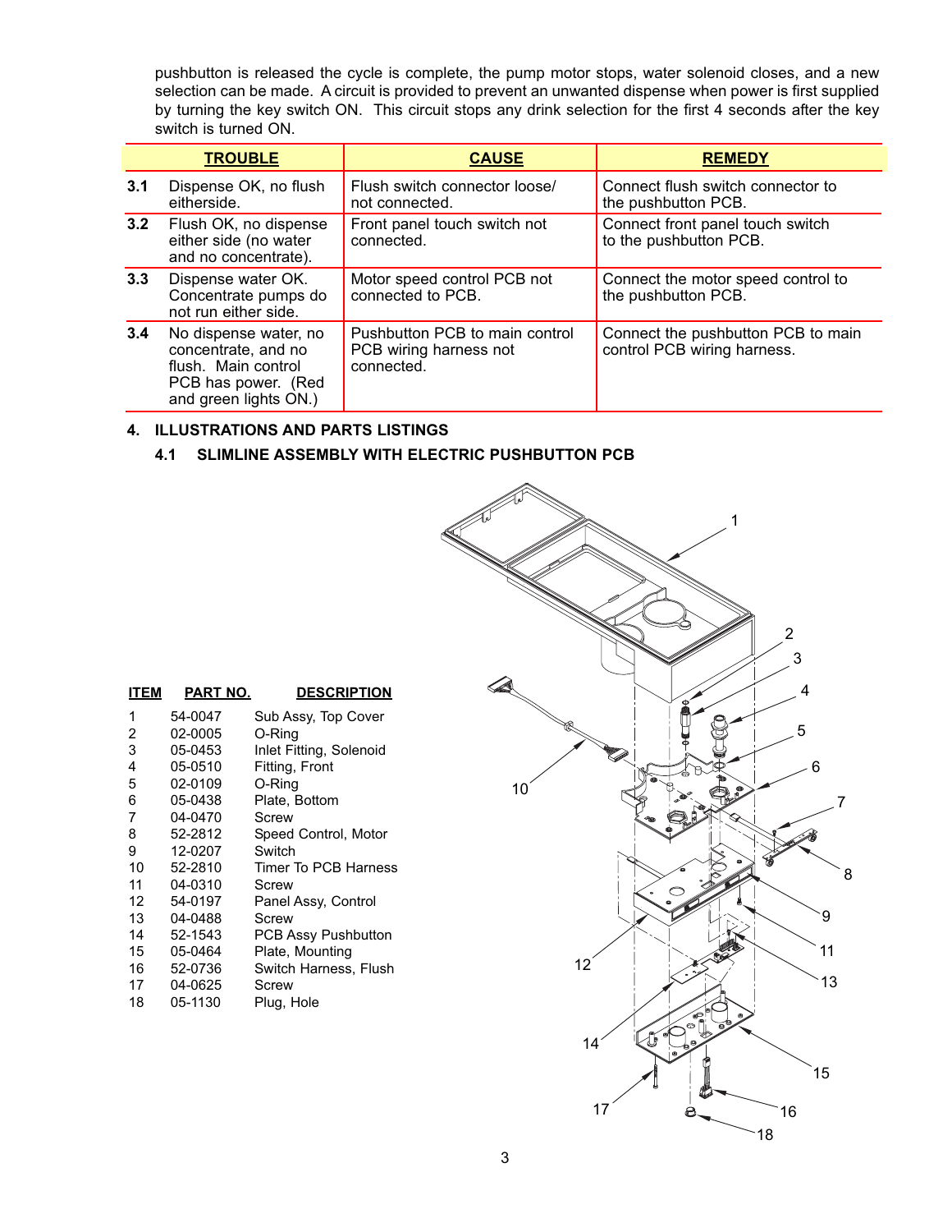pushbutton is released the cycle is complete, the pump motor stops, water solenoid closes, and a new selection can be made. A circuit is provided to prevent an unwanted dispense when power is first supplied by turning the key switch ON. This circuit stops any drink selection for the first 4 seconds after the key switch is turned ON.

| | TROUBLE | CAUSE | REMEDY |
|---|---|---|---|
| 3.1 | Dispense OK, no flush eitherside. | Flush switch connector loose/ not connected. | Connect flush switch connector to the pushbutton PCB. |
| 3.2 | Flush OK, no dispense either side (no water and no concentrate). | Front panel touch switch not connected. | Connect front panel touch switch to the pushbutton PCB. |
| 3.3 | Dispense water OK. Concentrate pumps do not run either side. | Motor speed control PCB not connected to PCB. | Connect the motor speed control to the pushbutton PCB. |
| 3.4 | No dispense water, no concentrate, and no flush. Main control PCB has power. (Red and green lights ON.) | Pushbutton PCB to main control PCB wiring harness not connected. | Connect the pushbutton PCB to main control PCB wiring harness. |

## 4. ILLUSTRATIONS AND PARTS LISTINGS

### 4.1 SLIMLINE ASSEMBLY WITH ELECTRIC PUSHBUTTON PCB

| ITEM | PART NO. | DESCRIPTION |
|---|---|---|
| 1 | 54-0047 | Sub Assy, Top Cover |
| 2 | 02-0005 | O-Ring |
| 3 | 05-0453 | Inlet Fitting, Solenoid |
| 4 | 05-0510 | Fitting, Front |
| 5 | 02-0109 | O-Ring |
| 6 | 05-0438 | Plate, Bottom |
| 7 | 04-0470 | Screw |
| 8 | 52-2812 | Speed Control, Motor |
| 9 | 12-0207 | Switch |
| 10 | 52-2810 | Timer To PCB Harness |
| 11 | 04-0310 | Screw |
| 12 | 54-0197 | Panel Assy, Control |
| 13 | 04-0488 | Screw |
| 14 | 52-1543 | PCB Assy Pushbutton |
| 15 | 05-0464 | Plate, Mounting |
| 16 | 52-0736 | Switch Harness, Flush |
| 17 | 04-0625 | Screw |
| 18 | 05-1130 | Plug, Hole |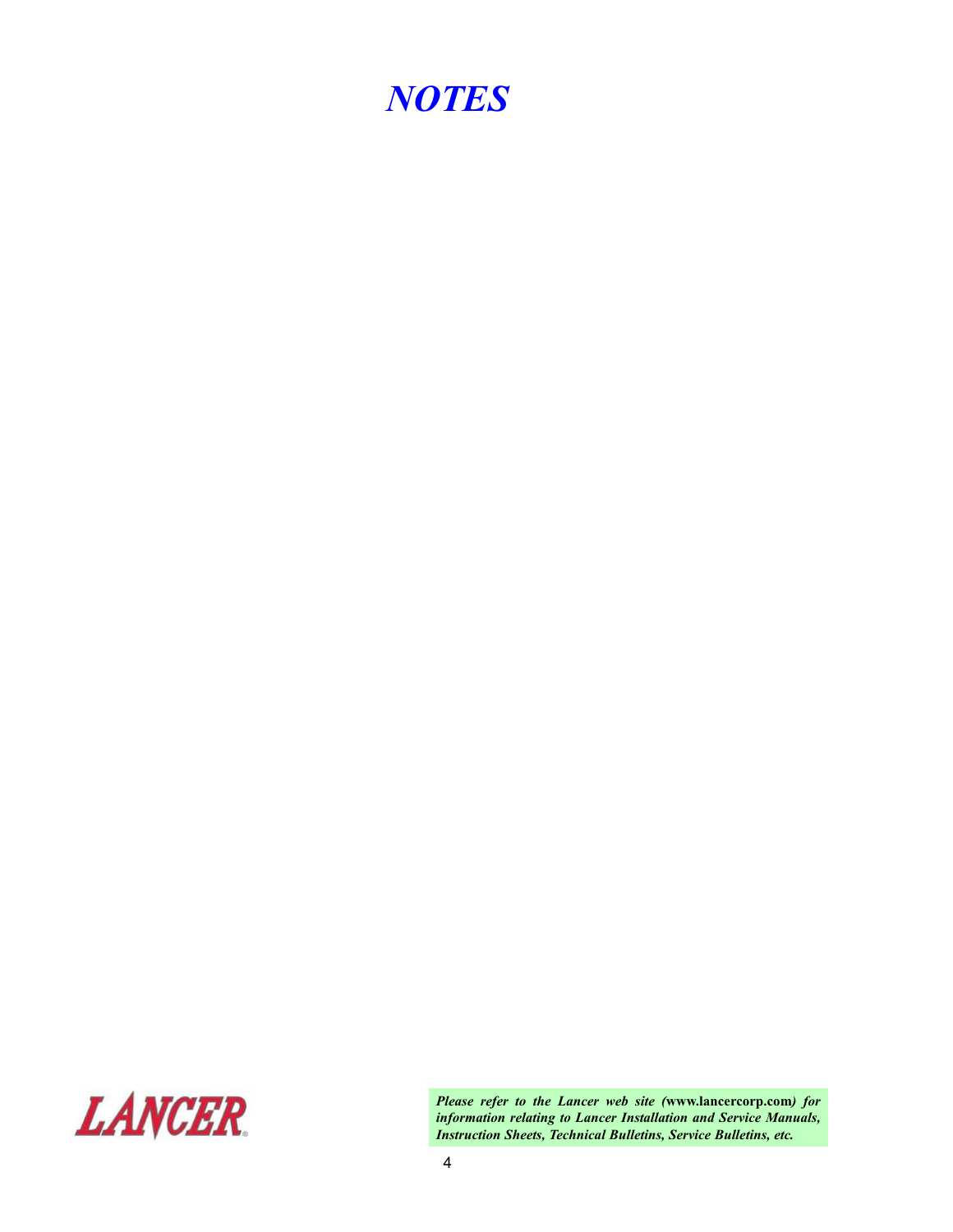# *NOTES*

LANCER

***Please refer to the Lancer web site (*****www.lancercorp.com*****) for information relating to Lancer Installation and Service Manuals, Instruction Sheets, Technical Bulletins, Service Bulletins, etc.***